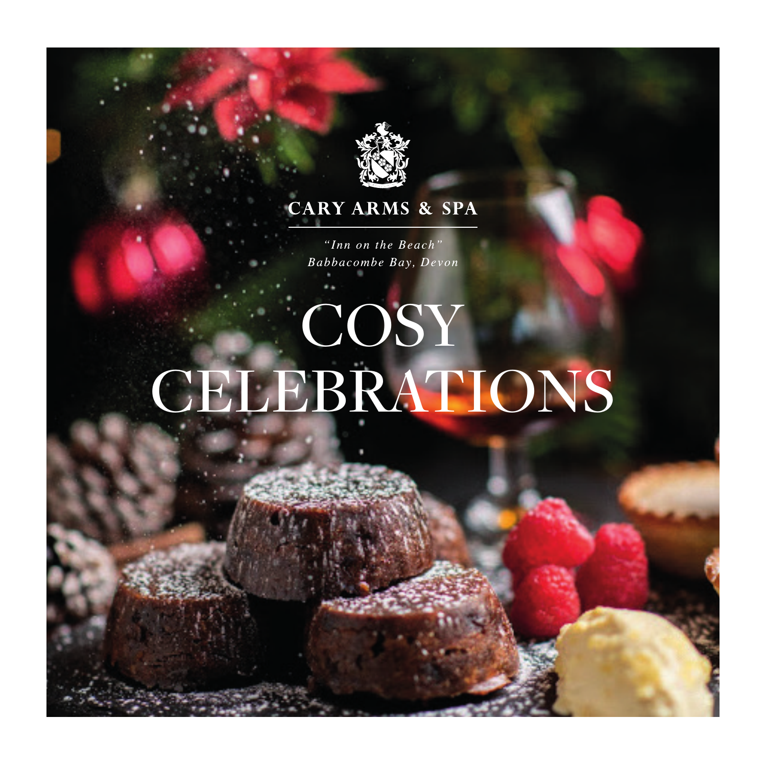CARY ARMS & SPA

*"Inn on the Beach"*
*Babbacombe Bay, Devon*

# COSY CELEBRATIONS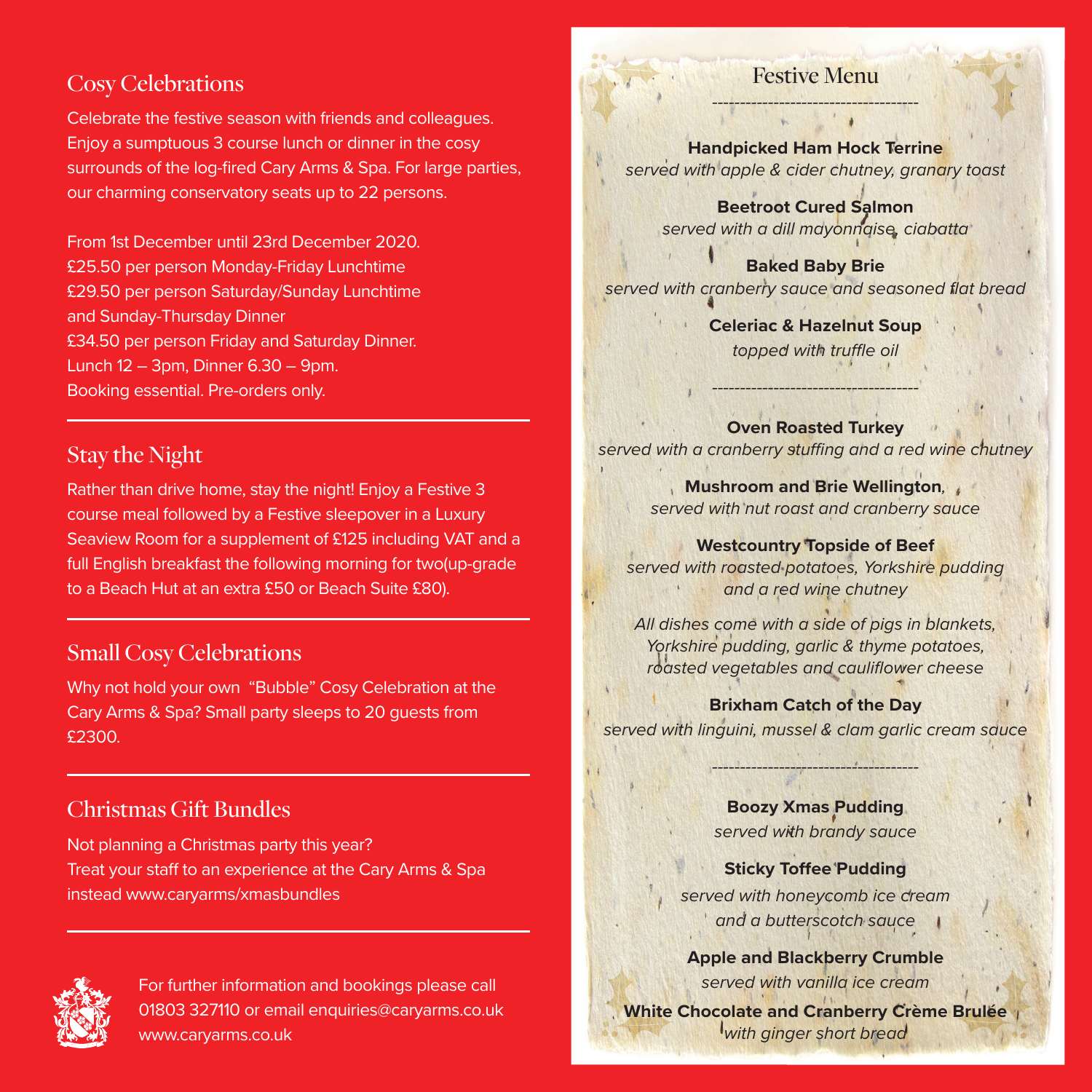## Cosy Celebrations

Celebrate the festive season with friends and colleagues. Enjoy a sumptuous 3 course lunch or dinner in the cosy surrounds of the log-fired Cary Arms & Spa. For large parties, our charming conservatory seats up to 22 persons.

From 1st December until 23rd December 2020.
£25.50 per person Monday-Friday Lunchtime
£29.50 per person Saturday/Sunday Lunchtime and Sunday-Thursday Dinner
£34.50 per person Friday and Saturday Dinner.
Lunch 12 – 3pm, Dinner 6.30 – 9pm.
Booking essential. Pre-orders only.

## Stay the Night

Rather than drive home, stay the night! Enjoy a Festive 3 course meal followed by a Festive sleepover in a Luxury Seaview Room for a supplement of £125 including VAT and a full English breakfast the following morning for two(up-grade to a Beach Hut at an extra £50 or Beach Suite £80).

## Small Cosy Celebrations

Why not hold your own "Bubble" Cosy Celebration at the Cary Arms & Spa? Small party sleeps to 20 guests from £2300.

## Christmas Gift Bundles

Not planning a Christmas party this year?
Treat your staff to an experience at the Cary Arms & Spa instead www.caryarms/xmasbundles

For further information and bookings please call 01803 327110 or email enquiries@caryarms.co.uk
www.caryarms.co.uk

## Festive Menu

---

**Handpicked Ham Hock Terrine**
*served with apple & cider chutney, granary toast*

**Beetroot Cured Salmon**
*served with a dill mayonnaise, ciabatta*

**Baked Baby Brie**
*served with cranberry sauce and seasoned flat bread*

**Celeriac & Hazelnut Soup**
*topped with truffle oil*

---

**Oven Roasted Turkey**
*served with a cranberry stuffing and a red wine chutney*

**Mushroom and Brie Wellington,**
*served with nut roast and cranberry sauce*

**Westcountry Topside of Beef**
*served with roasted potatoes, Yorkshire pudding and a red wine chutney*

*All dishes come with a side of pigs in blankets, Yorkshire pudding, garlic & thyme potatoes, roasted vegetables and cauliflower cheese*

**Brixham Catch of the Day**
*served with linguini, mussel & clam garlic cream sauce*

---

**Boozy Xmas Pudding**
*served with brandy sauce*

**Sticky Toffee Pudding**
*served with honeycomb ice cream and a butterscotch sauce*

**Apple and Blackberry Crumble**
*served with vanilla ice cream*

**White Chocolate and Cranberry Crème Brulée**
*with ginger short bread*